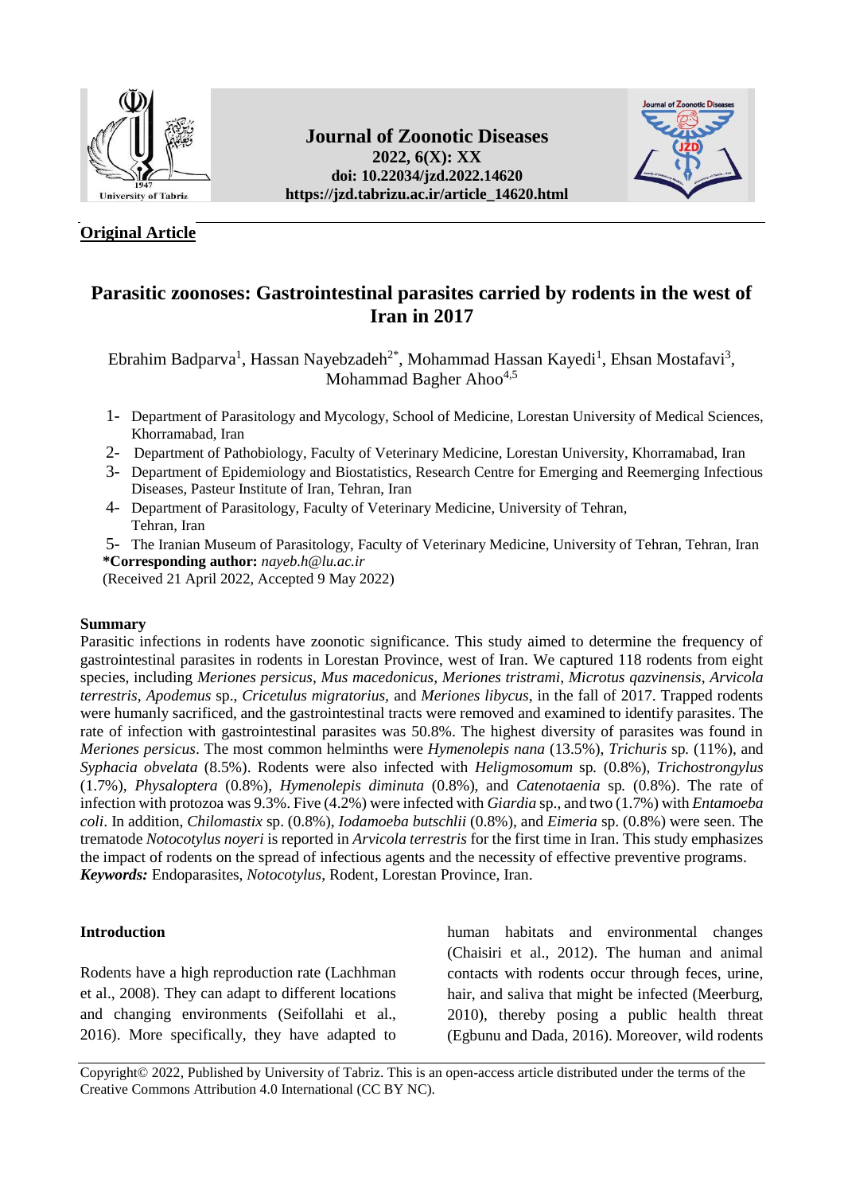**Original Article**

# Parasitic zoonoses: Gastrointestinal parasites carried by rodents in the west of Iran in 2017

Ebrahim Badparva[1], Hassan Nayebzadeh[2*], Mohammad Hassan Kayedi[1], Ehsan Mostafavi[3], Mohammad Bagher Ahoo[4,5]

1- Department of Parasitology and Mycology, School of Medicine, Lorestan University of Medical Sciences, Khorramabad, Iran
2- Department of Pathobiology, Faculty of Veterinary Medicine, Lorestan University, Khorramabad, Iran
3- Department of Epidemiology and Biostatistics, Research Centre for Emerging and Reemerging Infectious Diseases, Pasteur Institute of Iran, Tehran, Iran
4- Department of Parasitology, Faculty of Veterinary Medicine, University of Tehran, Tehran, Iran
5- The Iranian Museum of Parasitology, Faculty of Veterinary Medicine, University of Tehran, Tehran, Iran

**\*Corresponding author:** *nayeb.h@lu.ac.ir*

(Received 21 April 2022, Accepted 9 May 2022)

## Summary

Parasitic infections in rodents have zoonotic significance. This study aimed to determine the frequency of gastrointestinal parasites in rodents in Lorestan Province, west of Iran. We captured 118 rodents from eight species, including *Meriones persicus*, *Mus macedonicus*, *Meriones tristrami*, *Microtus qazvinensis*, *Arvicola terrestris*, *Apodemus* sp., *Cricetulus migratorius,* and *Meriones libycus*, in the fall of 2017. Trapped rodents were humanly sacrificed, and the gastrointestinal tracts were removed and examined to identify parasites. The rate of infection with gastrointestinal parasites was 50.8%. The highest diversity of parasites was found in *Meriones persicus*. The most common helminths were *Hymenolepis nana* (13.5%), *Trichuris* sp. (11%), and *Syphacia obvelata* (8.5%). Rodents were also infected with *Heligmosomum* sp. (0.8%), *Trichostrongylus* (1.7%), *Physaloptera* (0.8%), *Hymenolepis diminuta* (0.8%), and *Catenotaenia* sp. (0.8%). The rate of infection with protozoa was 9.3%. Five (4.2%) were infected with *Giardia* sp., and two (1.7%) with *Entamoeba coli*. In addition, *Chilomastix* sp. (0.8%), *Iodamoeba butschlii* (0.8%), and *Eimeria* sp. (0.8%) were seen. The trematode *Notocotylus noyeri* is reported in *Arvicola terrestris* for the first time in Iran. This study emphasizes the impact of rodents on the spread of infectious agents and the necessity of effective preventive programs.

***Keywords:*** Endoparasites, *Notocotylus*, Rodent, Lorestan Province, Iran.

## Introduction

Rodents have a high reproduction rate (Lachhman et al., 2008). They can adapt to different locations and changing environments (Seifollahi et al., 2016). More specifically, they have adapted to human habitats and environmental changes (Chaisiri et al., 2012). The human and animal contacts with rodents occur through feces, urine, hair, and saliva that might be infected (Meerburg, 2010), thereby posing a public health threat (Egbunu and Dada, 2016). Moreover, wild rodents

Copyright© 2022, Published by University of Tabriz. This is an open-access article distributed under the terms of the Creative Commons Attribution 4.0 International (CC BY NC).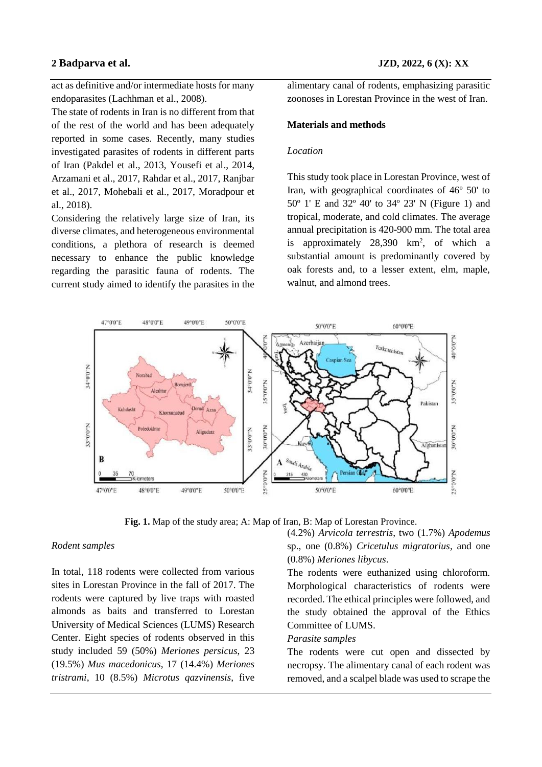act as definitive and/or intermediate hosts for many endoparasites (Lachhman et al., 2008).

The state of rodents in Iran is no different from that of the rest of the world and has been adequately reported in some cases. Recently, many studies investigated parasites of rodents in different parts of Iran (Pakdel et al., 2013, Yousefi et al., 2014, Arzamani et al., 2017, Rahdar et al., 2017, Ranjbar et al., 2017, Mohebali et al., 2017, Moradpour et al., 2018).

Considering the relatively large size of Iran, its diverse climates, and heterogeneous environmental conditions, a plethora of research is deemed necessary to enhance the public knowledge regarding the parasitic fauna of rodents. The current study aimed to identify the parasites in the alimentary canal of rodents, emphasizing parasitic zoonoses in Lorestan Province in the west of Iran.

## Materials and methods

### *Location*

This study took place in Lorestan Province, west of Iran, with geographical coordinates of 46º 50' to 50º 1' E and 32º 40' to 34º 23' N (Figure 1) and tropical, moderate, and cold climates. The average annual precipitation is 420-900 mm. The total area is approximately 28,390 km$^2$, of which a substantial amount is predominantly covered by oak forests and, to a lesser extent, elm, maple, walnut, and almond trees.

**Fig. 1.** Map of the study area; A: Map of Iran, B: Map of Lorestan Province.

### *Rodent samples*

In total, 118 rodents were collected from various sites in Lorestan Province in the fall of 2017. The rodents were captured by live traps with roasted almonds as baits and transferred to Lorestan University of Medical Sciences (LUMS) Research Center. Eight species of rodents observed in this study included 59 (50%) *Meriones persicus*, 23 (19.5%) *Mus macedonicus*, 17 (14.4%) *Meriones tristrami*, 10 (8.5%) *Microtus qazvinensis*, five (4.2%) *Arvicola terrestris*, two (1.7%) *Apodemus* sp., one (0.8%) *Cricetulus migratorius*, and one (0.8%) *Meriones libycus*.

The rodents were euthanized using chloroform. Morphological characteristics of rodents were recorded. The ethical principles were followed, and the study obtained the approval of the Ethics Committee of LUMS.

### *Parasite samples*

The rodents were cut open and dissected by necropsy. The alimentary canal of each rodent was removed, and a scalpel blade was used to scrape the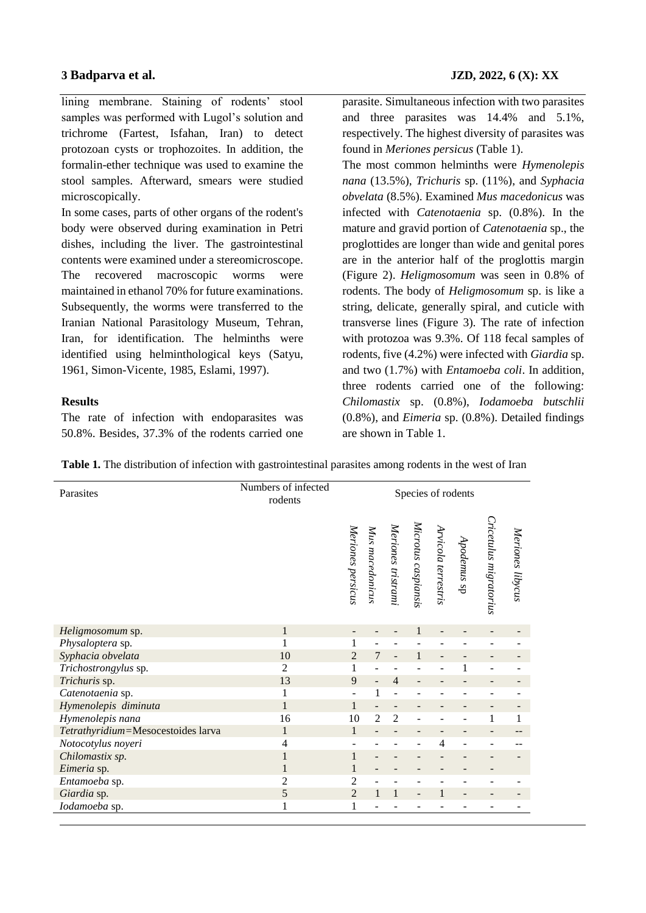lining membrane. Staining of rodents' stool samples was performed with Lugol's solution and trichrome (Fartest, Isfahan, Iran) to detect protozoan cysts or trophozoites. In addition, the formalin-ether technique was used to examine the stool samples. Afterward, smears were studied microscopically.

In some cases, parts of other organs of the rodent's body were observed during examination in Petri dishes, including the liver. The gastrointestinal contents were examined under a stereomicroscope. The recovered macroscopic worms were maintained in ethanol 70% for future examinations. Subsequently, the worms were transferred to the Iranian National Parasitology Museum, Tehran, Iran, for identification. The helminths were identified using helminthological keys (Satyu, 1961, Simon-Vicente, 1985, Eslami, 1997).

### Results

The rate of infection with endoparasites was 50.8%. Besides, 37.3% of the rodents carried one parasite. Simultaneous infection with two parasites and three parasites was 14.4% and 5.1%, respectively. The highest diversity of parasites was found in *Meriones persicus* (Table 1).

The most common helminths were *Hymenolepis nana* (13.5%), *Trichuris* sp. (11%), and *Syphacia obvelata* (8.5%). Examined *Mus macedonicus* was infected with *Catenotaenia* sp. (0.8%). In the mature and gravid portion of *Catenotaenia* sp., the proglottides are longer than wide and genital pores are in the anterior half of the proglottis margin (Figure 2). *Heligmosomum* was seen in 0.8% of rodents. The body of *Heligmosomum* sp. is like a string, delicate, generally spiral, and cuticle with transverse lines (Figure 3). The rate of infection with protozoa was 9.3%. Of 118 fecal samples of rodents, five (4.2%) were infected with *Giardia* sp. and two (1.7%) with *Entamoeba coli*. In addition, three rodents carried one of the following: *Chilomastix* sp. (0.8%), *Iodamoeba butschlii* (0.8%), and *Eimeria* sp. (0.8%). Detailed findings are shown in Table 1.

**Table 1.** The distribution of infection with gastrointestinal parasites among rodents in the west of Iran

| Parasites | Numbers of infected rodents | Species of rodents | | | | | | | |
|---|---|---|---|---|---|---|---|---|---|
| | | *Meriones persicus* | *Mus macedonicus* | *Meriones tristrami* | *Microtus caspiansis* | *Arvicola terrestris* | *Apodemus* sp | *Cricetulus migratorius* | *Meriones libycus* |
| *Heligmosomum* sp. | 1 | - | - | - | 1 | - | - | - | - |
| *Physaloptera* sp. | 1 | 1 | - | - | - | - | - | - | - |
| *Syphacia obvelata* | 10 | 2 | 7 | - | 1 | - | - | - | - |
| *Trichostrongylus* sp. | 2 | 1 | - | - | - | - | 1 | - | - |
| *Trichuris* sp. | 13 | 9 | - | 4 | - | - | - | - | - |
| *Catenotaenia* sp. | 1 | - | 1 | - | - | - | - | - | - |
| *Hymenolepis diminuta* | 1 | 1 | - | - | - | - | - | - | - |
| *Hymenolepis nana* | 16 | 10 | 2 | 2 | - | - | - | 1 | 1 |
| *Tetrathyridium*=Mesocestoides larva | 1 | 1 | - | - | - | - | - | - | -- |
| *Notocotylus noyeri* | 4 | - | - | - | - | 4 | - | - | -- |
| *Chilomastix sp.* | 1 | 1 | - | - | - | - | - | - | - |
| *Eimeria* sp. | 1 | 1 | - | - | - | - | - | - | |
| *Entamoeba* sp. | 2 | 2 | - | - | - | - | - | - | - |
| *Giardia* sp. | 5 | 2 | 1 | 1 | - | 1 | - | - | - |
| *Iodamoeba* sp. | 1 | 1 | - | - | - | - | - | - | - |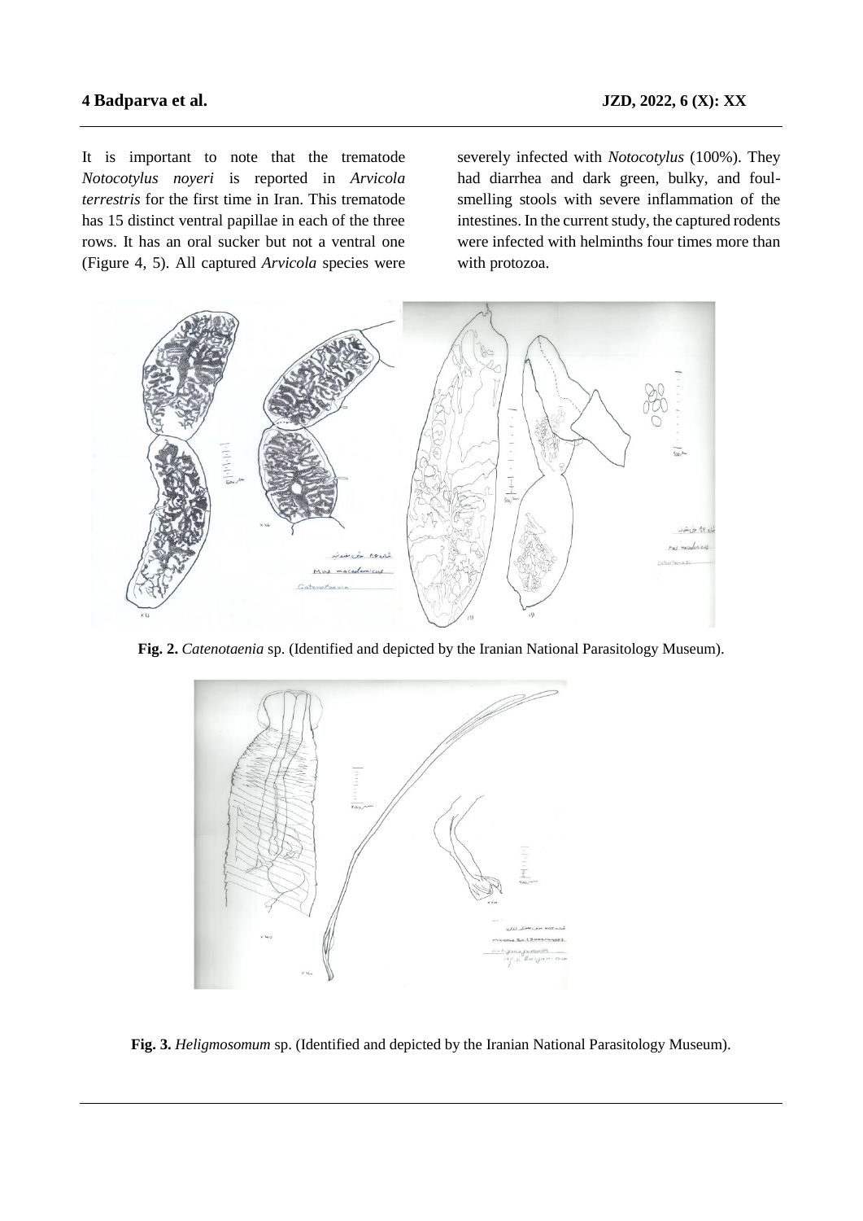It is important to note that the trematode *Notocotylus noyeri* is reported in *Arvicola terrestris* for the first time in Iran. This trematode has 15 distinct ventral papillae in each of the three rows. It has an oral sucker but not a ventral one (Figure 4, 5). All captured *Arvicola* species were severely infected with *Notocotylus* (100%). They had diarrhea and dark green, bulky, and foul-smelling stools with severe inflammation of the intestines. In the current study, the captured rodents were infected with helminths four times more than with protozoa.

**Fig. 2.** *Catenotaenia* sp. (Identified and depicted by the Iranian National Parasitology Museum).

**Fig. 3.** *Heligmosomum* sp. (Identified and depicted by the Iranian National Parasitology Museum).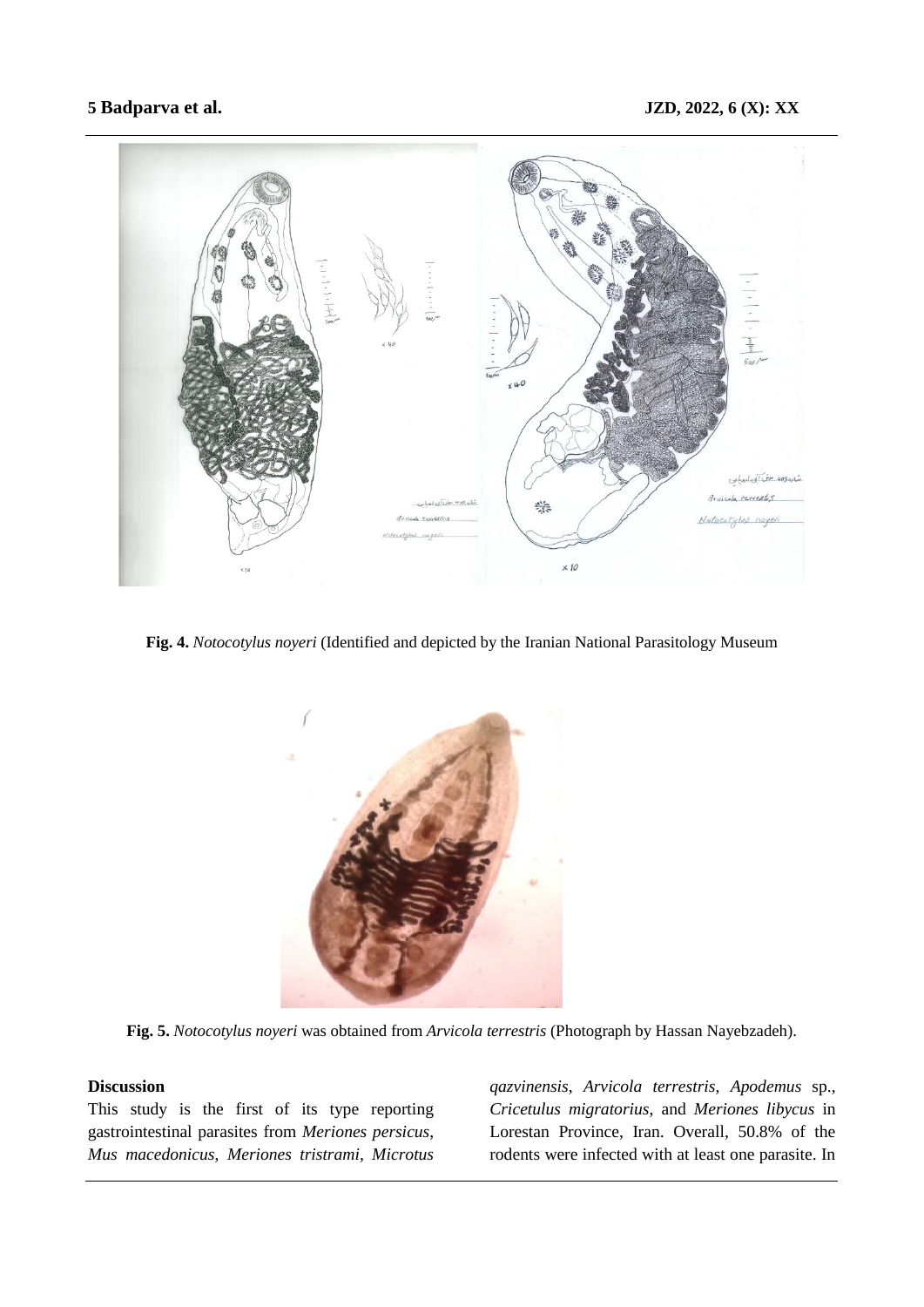**Fig. 4.** *Notocotylus noyeri* (Identified and depicted by the Iranian National Parasitology Museum

**Fig. 5.** *Notocotylus noyeri* was obtained from *Arvicola terrestris* (Photograph by Hassan Nayebzadeh).

**Discussion**

This study is the first of its type reporting gastrointestinal parasites from *Meriones persicus*, *Mus macedonicus*, *Meriones tristrami*, *Microtus qazvinensis*, *Arvicola terrestris*, *Apodemus* sp., *Cricetulus migratorius*, and *Meriones libycus* in Lorestan Province, Iran. Overall, 50.8% of the rodents were infected with at least one parasite. In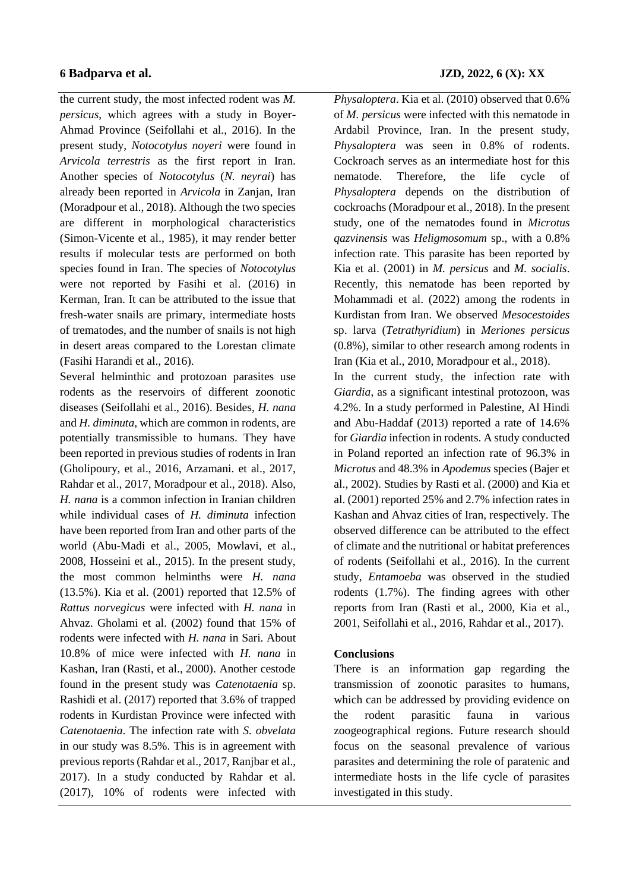the current study, the most infected rodent was *M. persicus*, which agrees with a study in Boyer-Ahmad Province (Seifollahi et al., 2016). In the present study, *Notocotylus noyeri* were found in *Arvicola terrestris* as the first report in Iran. Another species of *Notocotylus* (*N. neyrai*) has already been reported in *Arvicola* in Zanjan, Iran (Moradpour et al., 2018). Although the two species are different in morphological characteristics (Simon-Vicente et al., 1985), it may render better results if molecular tests are performed on both species found in Iran. The species of *Notocotylus* were not reported by Fasihi et al. (2016) in Kerman, Iran. It can be attributed to the issue that fresh-water snails are primary, intermediate hosts of trematodes, and the number of snails is not high in desert areas compared to the Lorestan climate (Fasihi Harandi et al., 2016).

Several helminthic and protozoan parasites use rodents as the reservoirs of different zoonotic diseases (Seifollahi et al., 2016). Besides, *H. nana* and *H. diminuta*, which are common in rodents, are potentially transmissible to humans. They have been reported in previous studies of rodents in Iran (Gholipoury, et al., 2016, Arzamani. et al., 2017, Rahdar et al., 2017, Moradpour et al., 2018). Also, *H. nana* is a common infection in Iranian children while individual cases of *H. diminuta* infection have been reported from Iran and other parts of the world (Abu-Madi et al., 2005, Mowlavi, et al., 2008, Hosseini et al., 2015). In the present study, the most common helminths were *H. nana* (13.5%). Kia et al. (2001) reported that 12.5% of *Rattus norvegicus* were infected with *H. nana* in Ahvaz. Gholami et al. (2002) found that 15% of rodents were infected with *H. nana* in Sari. About 10.8% of mice were infected with *H. nana* in Kashan, Iran (Rasti, et al., 2000). Another cestode found in the present study was *Catenotaenia* sp. Rashidi et al. (2017) reported that 3.6% of trapped rodents in Kurdistan Province were infected with *Catenotaenia*. The infection rate with *S. obvelata* in our study was 8.5%. This is in agreement with previous reports (Rahdar et al., 2017, Ranjbar et al., 2017). In a study conducted by Rahdar et al. (2017), 10% of rodents were infected with *Physaloptera*. Kia et al. (2010) observed that 0.6% of *M. persicus* were infected with this nematode in Ardabil Province, Iran. In the present study, *Physaloptera* was seen in 0.8% of rodents. Cockroach serves as an intermediate host for this nematode. Therefore, the life cycle of *Physaloptera* depends on the distribution of cockroachs (Moradpour et al., 2018). In the present study, one of the nematodes found in *Microtus qazvinensis* was *Heligmosomum* sp., with a 0.8% infection rate. This parasite has been reported by Kia et al. (2001) in *M. persicus* and *M. socialis*. Recently, this nematode has been reported by Mohammadi et al. (2022) among the rodents in Kurdistan from Iran. We observed *Mesocestoides* sp. larva (*Tetrathyridium*) in *Meriones persicus* (0.8%), similar to other research among rodents in Iran (Kia et al., 2010, Moradpour et al., 2018).

In the current study, the infection rate with *Giardia*, as a significant intestinal protozoon, was 4.2%. In a study performed in Palestine, Al Hindi and Abu-Haddaf (2013) reported a rate of 14.6% for *Giardia* infection in rodents. A study conducted in Poland reported an infection rate of 96.3% in *Microtus* and 48.3% in *Apodemus* species (Bajer et al., 2002). Studies by Rasti et al. (2000) and Kia et al. (2001) reported 25% and 2.7% infection rates in Kashan and Ahvaz cities of Iran, respectively. The observed difference can be attributed to the effect of climate and the nutritional or habitat preferences of rodents (Seifollahi et al., 2016). In the current study, *Entamoeba* was observed in the studied rodents (1.7%). The finding agrees with other reports from Iran (Rasti et al., 2000, Kia et al., 2001, Seifollahi et al., 2016, Rahdar et al., 2017).

## Conclusions

There is an information gap regarding the transmission of zoonotic parasites to humans, which can be addressed by providing evidence on the rodent parasitic fauna in various zoogeographical regions. Future research should focus on the seasonal prevalence of various parasites and determining the role of paratenic and intermediate hosts in the life cycle of parasites investigated in this study.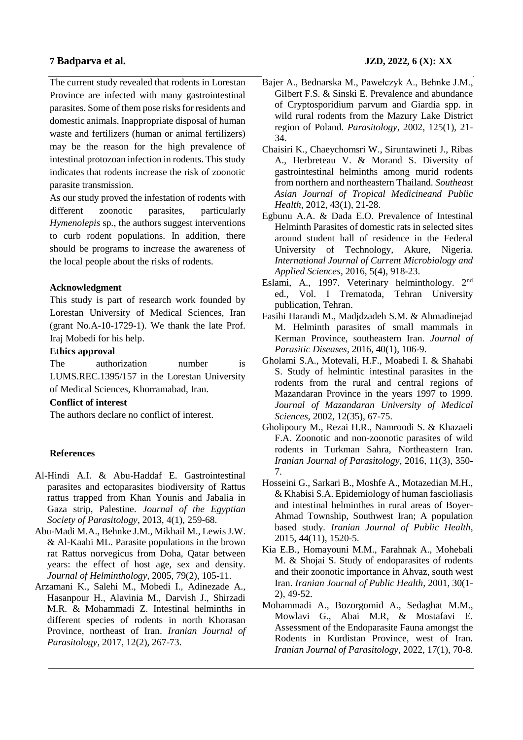The current study revealed that rodents in Lorestan Province are infected with many gastrointestinal parasites. Some of them pose risks for residents and domestic animals. Inappropriate disposal of human waste and fertilizers (human or animal fertilizers) may be the reason for the high prevalence of intestinal protozoan infection in rodents. This study indicates that rodents increase the risk of zoonotic parasite transmission.

As our study proved the infestation of rodents with different zoonotic parasites, particularly *Hymenolepis* sp., the authors suggest interventions to curb rodent populations. In addition, there should be programs to increase the awareness of the local people about the risks of rodents.

### Acknowledgment

This study is part of research work founded by Lorestan University of Medical Sciences, Iran (grant No.A-10-1729-1). We thank the late Prof. Iraj Mobedi for his help.

### Ethics approval

The authorization number is LUMS.REC.1395/157 in the Lorestan University of Medical Sciences, Khorramabad, Iran.

### Conflict of interest

The authors declare no conflict of interest.

### References

Al-Hindi A.I. & Abu-Haddaf E. Gastrointestinal parasites and ectoparasites biodiversity of Rattus rattus trapped from Khan Younis and Jabalia in Gaza strip, Palestine. *Journal of the Egyptian Society of Parasitology*, 2013, 4(1), 259-68.

Abu-Madi M.A., Behnke J.M., Mikhail M., Lewis J.W. & Al-Kaabi ML. Parasite populations in the brown rat Rattus norvegicus from Doha, Qatar between years: the effect of host age, sex and density. *Journal of Helminthology*, 2005, 79(2), 105-11.

Arzamani K., Salehi M., Mobedi I., Adinezade A., Hasanpour H., Alavinia M., Darvish J., Shirzadi M.R. & Mohammadi Z. Intestinal helminths in different species of rodents in north Khorasan Province, northeast of Iran. *Iranian Journal of Parasitology*, 2017, 12(2), 267-73.

Bajer A., Bednarska M., Pawełczyk A., Behnke J.M., Gilbert F.S. & Sinski E. Prevalence and abundance of Cryptosporidium parvum and Giardia spp. in wild rural rodents from the Mazury Lake District region of Poland. *Parasitology*, 2002, 125(1), 21-34.

Chaisiri K., Chaeychomsri W., Siruntawineti J., Ribas A., Herbreteau V. & Morand S. Diversity of gastrointestinal helminths among murid rodents from northern and northeastern Thailand. *Southeast Asian Journal of Tropical Medicineand Public Health*, 2012, 43(1), 21-28.

Egbunu A.A. & Dada E.O. Prevalence of Intestinal Helminth Parasites of domestic rats in selected sites around student hall of residence in the Federal University of Technology, Akure, Nigeria. *International Journal of Current Microbiology and Applied Sciences*, 2016, 5(4), 918-23.

Eslami, A., 1997. Veterinary helminthology. 2nd ed., Vol. I Trematoda, Tehran University publication, Tehran.

Fasihi Harandi M., Madjdzadeh S.M. & Ahmadinejad M. Helminth parasites of small mammals in Kerman Province, southeastern Iran. *Journal of Parasitic Diseases*, 2016, 40(1), 106-9.

Gholami S.A., Motevali, H.F., Moabedi I. & Shahabi S. Study of helmintic intestinal parasites in the rodents from the rural and central regions of Mazandaran Province in the years 1997 to 1999. *Journal of Mazandaran University of Medical Sciences*, 2002, 12(35), 67-75.

Gholipoury M., Rezai H.R., Namroodi S. & Khazaeli F.A. Zoonotic and non-zoonotic parasites of wild rodents in Turkman Sahra, Northeastern Iran. *Iranian Journal of Parasitology*, 2016, 11(3), 350-7.

Hosseini G., Sarkari B., Moshfe A., Motazedian M.H., & Khabisi S.A. Epidemiology of human fascioliasis and intestinal helminthes in rural areas of Boyer-Ahmad Township, Southwest Iran; A population based study. *Iranian Journal of Public Health*, 2015, 44(11), 1520-5.

Kia E.B., Homayouni M.M., Farahnak A., Mohebali M. & Shojai S. Study of endoparasites of rodents and their zoonotic importance in Ahvaz, south west Iran. *Iranian Journal of Public Health*, 2001, 30(1-2), 49-52.

Mohammadi A., Bozorgomid A., Sedaghat M.M., Mowlavi G., Abai M.R, & Mostafavi E. Assessment of the Endoparasite Fauna amongst the Rodents in Kurdistan Province, west of Iran. *Iranian Journal of Parasitology*, 2022, 17(1), 70-8.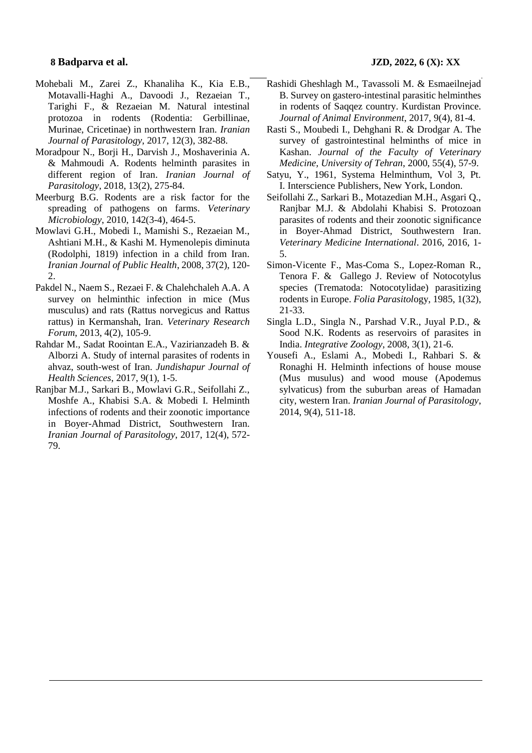Mohebali M., Zarei Z., Khanaliha K., Kia E.B., Motavalli-Haghi A., Davoodi J., Rezaeian T., Tarighi F., & Rezaeian M. Natural intestinal protozoa in rodents (Rodentia: Gerbillinae, Murinae, Cricetinae) in northwestern Iran. *Iranian Journal of Parasitology*, 2017, 12(3), 382-88.

Moradpour N., Borji H., Darvish J., Moshaverinia A. & Mahmoudi A. Rodents helminth parasites in different region of Iran. *Iranian Journal of Parasitology*, 2018, 13(2), 275-84.

Meerburg B.G. Rodents are a risk factor for the spreading of pathogens on farms. *Veterinary Microbiology*, 2010, 142(3-4), 464-5.

Mowlavi G.H., Mobedi I., Mamishi S., Rezaeian M., Ashtiani M.H., & Kashi M. Hymenolepis diminuta (Rodolphi, 1819) infection in a child from Iran. *Iranian Journal of Public Health*, 2008, 37(2), 120-2.

Pakdel N., Naem S., Rezaei F. & Chalehchaleh A.A. A survey on helminthic infection in mice (Mus musculus) and rats (Rattus norvegicus and Rattus rattus) in Kermanshah, Iran. *Veterinary Research Forum*, 2013, 4(2), 105-9.

Rahdar M., Sadat Roointan E.A., Vazirianzadeh B. & Alborzi A. Study of internal parasites of rodents in ahvaz, south-west of Iran. *Jundishapur Journal of Health Sciences*, 2017, 9(1), 1-5.

Ranjbar M.J., Sarkari B., Mowlavi G.R., Seifollahi Z., Moshfe A., Khabisi S.A. & Mobedi I. Helminth infections of rodents and their zoonotic importance in Boyer-Ahmad District, Southwestern Iran. *Iranian Journal of Parasitology*, 2017, 12(4), 572-79.

Rashidi Gheshlagh M., Tavassoli M. & Esmaeilnejad B. Survey on gastero-intestinal parasitic helminthes in rodents of Saqqez country. Kurdistan Province. *Journal of Animal Environment*, 2017, 9(4), 81-4.

Rasti S., Moubedi I., Dehghani R. & Drodgar A. The survey of gastrointestinal helminths of mice in Kashan. *Journal of the Faculty of Veterinary Medicine, University of Tehran*, 2000, 55(4), 57-9.

Satyu, Y., 1961, Systema Helminthum, Vol 3, Pt. I. Interscience Publishers, New York, London.

Seifollahi Z., Sarkari B., Motazedian M.H., Asgari Q., Ranjbar M.J. & Abdolahi Khabisi S. Protozoan parasites of rodents and their zoonotic significance in Boyer-Ahmad District, Southwestern Iran. *Veterinary Medicine International*. 2016, 2016, 1-5.

Simon-Vicente F., Mas-Coma S., Lopez-Roman R., Tenora F. & Gallego J. Review of Notocotylus species (Trematoda: Notocotylidae) parasitizing rodents in Europe. *Folia Parasitol*ogy, 1985, 1(32), 21-33.

Singla L.D., Singla N., Parshad V.R., Juyal P.D., & Sood N.K. Rodents as reservoirs of parasites in India. *Integrative Zoology*, 2008, 3(1), 21-6.

Yousefi A., Eslami A., Mobedi I., Rahbari S. & Ronaghi H. Helminth infections of house mouse (Mus musulus) and wood mouse (Apodemus sylvaticus) from the suburban areas of Hamadan city, western Iran. *Iranian Journal of Parasitology*, 2014, 9(4), 511-18.